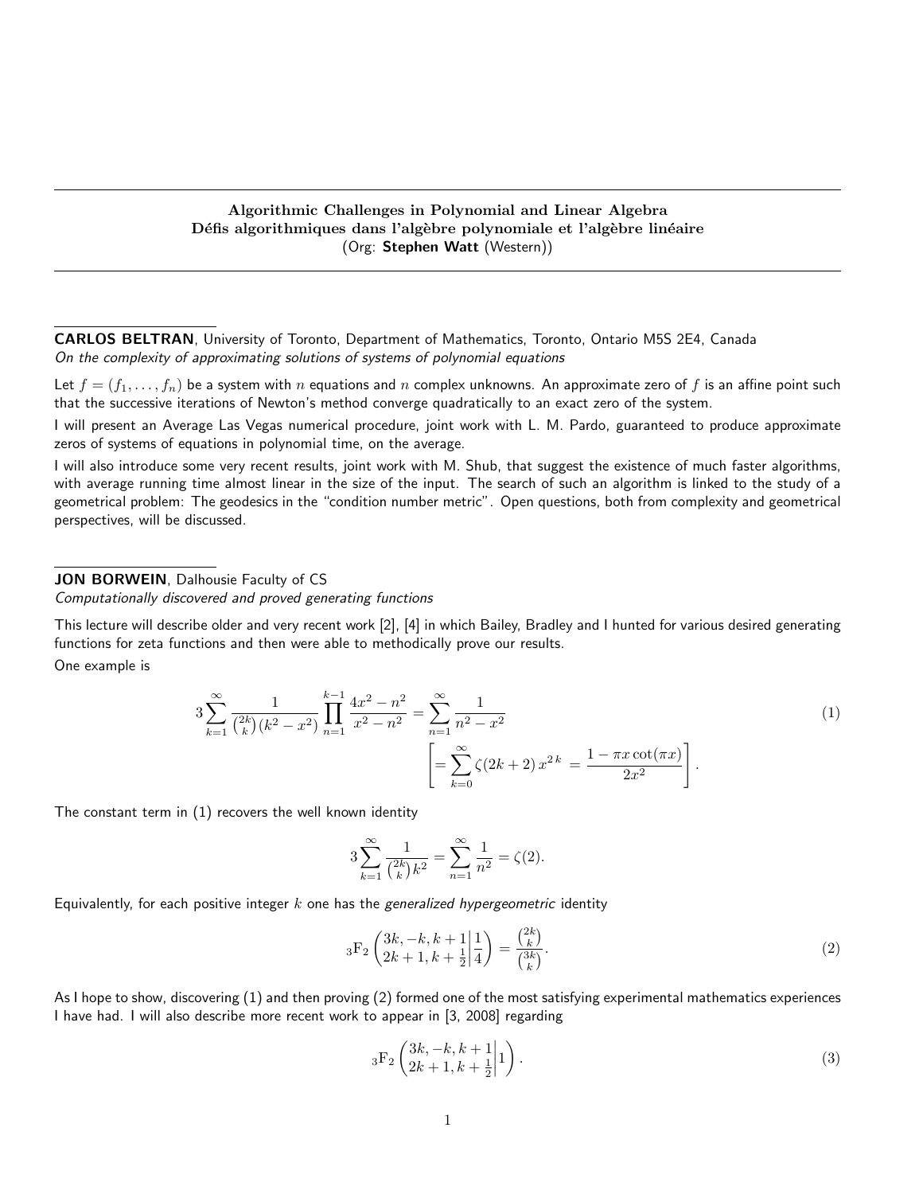**Algorithmic Challenges in Polynomial and Linear Algebra**
**Défis algorithmiques dans l'algèbre polynomiale et l'algèbre linéaire**
(Org: **Stephen Watt** (Western))

---

**CARLOS BELTRAN**, University of Toronto, Department of Mathematics, Toronto, Ontario M5S 2E4, Canada
*On the complexity of approximating solutions of systems of polynomial equations*

Let $f = (f_1, \ldots, f_n)$ be a system with $n$ equations and $n$ complex unknowns. An approximate zero of $f$ is an affine point such that the successive iterations of Newton's method converge quadratically to an exact zero of the system.

I will present an Average Las Vegas numerical procedure, joint work with L. M. Pardo, guaranteed to produce approximate zeros of systems of equations in polynomial time, on the average.

I will also introduce some very recent results, joint work with M. Shub, that suggest the existence of much faster algorithms, with average running time almost linear in the size of the input. The search of such an algorithm is linked to the study of a geometrical problem: The geodesics in the "condition number metric". Open questions, both from complexity and geometrical perspectives, will be discussed.

---

**JON BORWEIN**, Dalhousie Faculty of CS
*Computationally discovered and proved generating functions*

This lecture will describe older and very recent work [2], [4] in which Bailey, Bradley and I hunted for various desired generating functions for zeta functions and then were able to methodically prove our results.

One example is

$$3\sum_{k=1}^{\infty} \frac{1}{\binom{2k}{k}(k^2 - x^2)} \prod_{n=1}^{k-1} \frac{4x^2 - n^2}{x^2 - n^2} = \sum_{n=1}^{\infty} \frac{1}{n^2 - x^2} \qquad (1)$$

$$\left[ = \sum_{k=0}^{\infty} \zeta(2k+2)\, x^{2k} = \frac{1 - \pi x \cot(\pi x)}{2x^2} \right].$$

The constant term in (1) recovers the well known identity

$$3\sum_{k=1}^{\infty} \frac{1}{\binom{2k}{k} k^2} = \sum_{n=1}^{\infty} \frac{1}{n^2} = \zeta(2).$$

Equivalently, for each positive integer $k$ one has the *generalized hypergeometric* identity

$${}_3\mathrm{F}_2 \left( \left. \begin{matrix} 3k, -k, k+1 \\ 2k+1, k+\frac{1}{2} \end{matrix} \right| \frac{1}{4} \right) = \frac{\binom{2k}{k}}{\binom{3k}{k}}. \qquad (2)$$

As I hope to show, discovering (1) and then proving (2) formed one of the most satisfying experimental mathematics experiences I have had. I will also describe more recent work to appear in [3, 2008] regarding

$${}_3\mathrm{F}_2 \left( \left. \begin{matrix} 3k, -k, k+1 \\ 2k+1, k+\frac{1}{2} \end{matrix} \right| 1 \right). \qquad (3)$$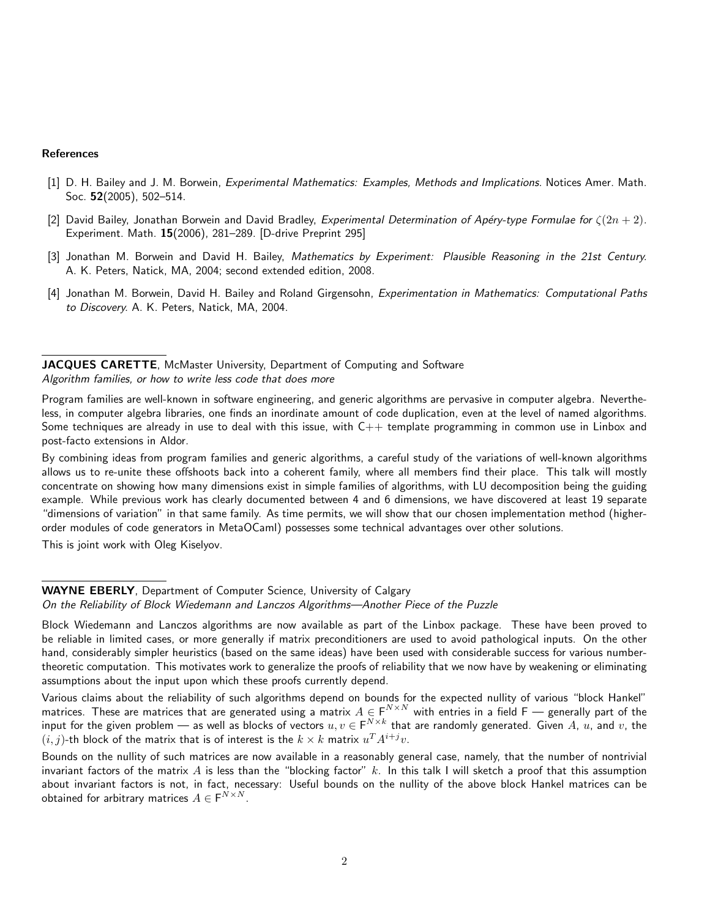### References

[1] D. H. Bailey and J. M. Borwein, *Experimental Mathematics: Examples, Methods and Implications.* Notices Amer. Math. Soc. **52**(2005), 502–514.

[2] David Bailey, Jonathan Borwein and David Bradley, *Experimental Determination of Apéry-type Formulae for $\zeta(2n+2)$.* Experiment. Math. **15**(2006), 281–289. [D-drive Preprint 295]

[3] Jonathan M. Borwein and David H. Bailey, *Mathematics by Experiment: Plausible Reasoning in the 21st Century.* A. K. Peters, Natick, MA, 2004; second extended edition, 2008.

[4] Jonathan M. Borwein, David H. Bailey and Roland Girgensohn, *Experimentation in Mathematics: Computational Paths to Discovery.* A. K. Peters, Natick, MA, 2004.

---

**JACQUES CARETTE**, McMaster University, Department of Computing and Software
*Algorithm families, or how to write less code that does more*

Program families are well-known in software engineering, and generic algorithms are pervasive in computer algebra. Nevertheless, in computer algebra libraries, one finds an inordinate amount of code duplication, even at the level of named algorithms. Some techniques are already in use to deal with this issue, with C++ template programming in common use in Linbox and post-facto extensions in Aldor.

By combining ideas from program families and generic algorithms, a careful study of the variations of well-known algorithms allows us to re-unite these offshoots back into a coherent family, where all members find their place. This talk will mostly concentrate on showing how many dimensions exist in simple families of algorithms, with LU decomposition being the guiding example. While previous work has clearly documented between 4 and 6 dimensions, we have discovered at least 19 separate "dimensions of variation" in that same family. As time permits, we will show that our chosen implementation method (higher-order modules of code generators in MetaOCaml) possesses some technical advantages over other solutions.

This is joint work with Oleg Kiselyov.

---

**WAYNE EBERLY**, Department of Computer Science, University of Calgary
*On the Reliability of Block Wiedemann and Lanczos Algorithms—Another Piece of the Puzzle*

Block Wiedemann and Lanczos algorithms are now available as part of the Linbox package. These have been proved to be reliable in limited cases, or more generally if matrix preconditioners are used to avoid pathological inputs. On the other hand, considerably simpler heuristics (based on the same ideas) have been used with considerable success for various number-theoretic computation. This motivates work to generalize the proofs of reliability that we now have by weakening or eliminating assumptions about the input upon which these proofs currently depend.

Various claims about the reliability of such algorithms depend on bounds for the expected nullity of various "block Hankel" matrices. These are matrices that are generated using a matrix $A \in \mathsf{F}^{N \times N}$ with entries in a field $\mathsf{F}$ — generally part of the input for the given problem — as well as blocks of vectors $u, v \in \mathsf{F}^{N \times k}$ that are randomly generated. Given $A$, $u$, and $v$, the $(i,j)$-th block of the matrix that is of interest is the $k \times k$ matrix $u^T A^{i+j} v$.

Bounds on the nullity of such matrices are now available in a reasonably general case, namely, that the number of nontrivial invariant factors of the matrix $A$ is less than the "blocking factor" $k$. In this talk I will sketch a proof that this assumption about invariant factors is not, in fact, necessary: Useful bounds on the nullity of the above block Hankel matrices can be obtained for arbitrary matrices $A \in \mathsf{F}^{N \times N}$.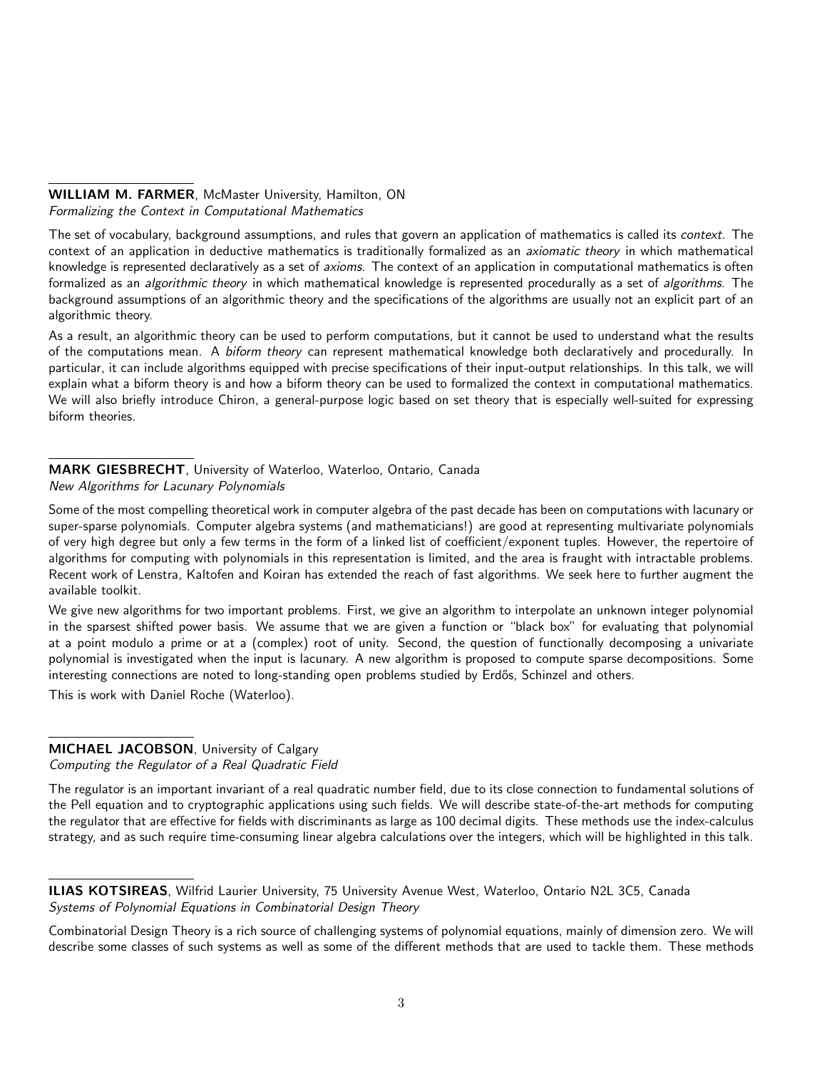**WILLIAM M. FARMER**, McMaster University, Hamilton, ON
*Formalizing the Context in Computational Mathematics*

The set of vocabulary, background assumptions, and rules that govern an application of mathematics is called its *context*. The context of an application in deductive mathematics is traditionally formalized as an *axiomatic theory* in which mathematical knowledge is represented declaratively as a set of *axioms*. The context of an application in computational mathematics is often formalized as an *algorithmic theory* in which mathematical knowledge is represented procedurally as a set of *algorithms*. The background assumptions of an algorithmic theory and the specifications of the algorithms are usually not an explicit part of an algorithmic theory.

As a result, an algorithmic theory can be used to perform computations, but it cannot be used to understand what the results of the computations mean. A *biform theory* can represent mathematical knowledge both declaratively and procedurally. In particular, it can include algorithms equipped with precise specifications of their input-output relationships. In this talk, we will explain what a biform theory is and how a biform theory can be used to formalized the context in computational mathematics. We will also briefly introduce Chiron, a general-purpose logic based on set theory that is especially well-suited for expressing biform theories.

**MARK GIESBRECHT**, University of Waterloo, Waterloo, Ontario, Canada
*New Algorithms for Lacunary Polynomials*

Some of the most compelling theoretical work in computer algebra of the past decade has been on computations with lacunary or super-sparse polynomials. Computer algebra systems (and mathematicians!) are good at representing multivariate polynomials of very high degree but only a few terms in the form of a linked list of coefficient/exponent tuples. However, the repertoire of algorithms for computing with polynomials in this representation is limited, and the area is fraught with intractable problems. Recent work of Lenstra, Kaltofen and Koiran has extended the reach of fast algorithms. We seek here to further augment the available toolkit.

We give new algorithms for two important problems. First, we give an algorithm to interpolate an unknown integer polynomial in the sparsest shifted power basis. We assume that we are given a function or "black box" for evaluating that polynomial at a point modulo a prime or at a (complex) root of unity. Second, the question of functionally decomposing a univariate polynomial is investigated when the input is lacunary. A new algorithm is proposed to compute sparse decompositions. Some interesting connections are noted to long-standing open problems studied by Erdős, Schinzel and others.

This is work with Daniel Roche (Waterloo).

**MICHAEL JACOBSON**, University of Calgary
*Computing the Regulator of a Real Quadratic Field*

The regulator is an important invariant of a real quadratic number field, due to its close connection to fundamental solutions of the Pell equation and to cryptographic applications using such fields. We will describe state-of-the-art methods for computing the regulator that are effective for fields with discriminants as large as 100 decimal digits. These methods use the index-calculus strategy, and as such require time-consuming linear algebra calculations over the integers, which will be highlighted in this talk.

**ILIAS KOTSIREAS**, Wilfrid Laurier University, 75 University Avenue West, Waterloo, Ontario N2L 3C5, Canada
*Systems of Polynomial Equations in Combinatorial Design Theory*

Combinatorial Design Theory is a rich source of challenging systems of polynomial equations, mainly of dimension zero. We will describe some classes of such systems as well as some of the different methods that are used to tackle them. These methods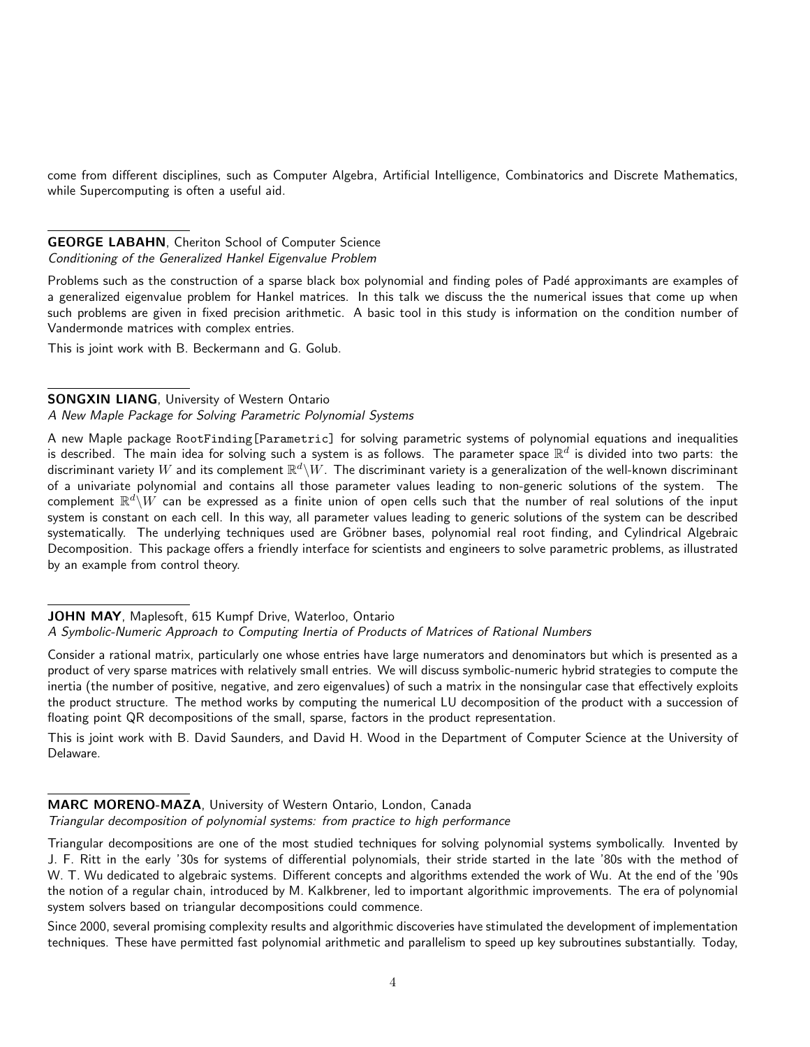come from different disciplines, such as Computer Algebra, Artificial Intelligence, Combinatorics and Discrete Mathematics, while Supercomputing is often a useful aid.

**GEORGE LABAHN**, Cheriton School of Computer Science
*Conditioning of the Generalized Hankel Eigenvalue Problem*

Problems such as the construction of a sparse black box polynomial and finding poles of Padé approximants are examples of a generalized eigenvalue problem for Hankel matrices. In this talk we discuss the the numerical issues that come up when such problems are given in fixed precision arithmetic. A basic tool in this study is information on the condition number of Vandermonde matrices with complex entries.

This is joint work with B. Beckermann and G. Golub.

**SONGXIN LIANG**, University of Western Ontario
*A New Maple Package for Solving Parametric Polynomial Systems*

A new Maple package `RootFinding[Parametric]` for solving parametric systems of polynomial equations and inequalities is described. The main idea for solving such a system is as follows. The parameter space $\mathbb{R}^d$ is divided into two parts: the discriminant variety $W$ and its complement $\mathbb{R}^d \backslash W$. The discriminant variety is a generalization of the well-known discriminant of a univariate polynomial and contains all those parameter values leading to non-generic solutions of the system. The complement $\mathbb{R}^d \backslash W$ can be expressed as a finite union of open cells such that the number of real solutions of the input system is constant on each cell. In this way, all parameter values leading to generic solutions of the system can be described systematically. The underlying techniques used are Gröbner bases, polynomial real root finding, and Cylindrical Algebraic Decomposition. This package offers a friendly interface for scientists and engineers to solve parametric problems, as illustrated by an example from control theory.

**JOHN MAY**, Maplesoft, 615 Kumpf Drive, Waterloo, Ontario
*A Symbolic-Numeric Approach to Computing Inertia of Products of Matrices of Rational Numbers*

Consider a rational matrix, particularly one whose entries have large numerators and denominators but which is presented as a product of very sparse matrices with relatively small entries. We will discuss symbolic-numeric hybrid strategies to compute the inertia (the number of positive, negative, and zero eigenvalues) of such a matrix in the nonsingular case that effectively exploits the product structure. The method works by computing the numerical LU decomposition of the product with a succession of floating point QR decompositions of the small, sparse, factors in the product representation.

This is joint work with B. David Saunders, and David H. Wood in the Department of Computer Science at the University of Delaware.

**MARC MORENO-MAZA**, University of Western Ontario, London, Canada
*Triangular decomposition of polynomial systems: from practice to high performance*

Triangular decompositions are one of the most studied techniques for solving polynomial systems symbolically. Invented by J. F. Ritt in the early '30s for systems of differential polynomials, their stride started in the late '80s with the method of W. T. Wu dedicated to algebraic systems. Different concepts and algorithms extended the work of Wu. At the end of the '90s the notion of a regular chain, introduced by M. Kalkbrener, led to important algorithmic improvements. The era of polynomial system solvers based on triangular decompositions could commence.

Since 2000, several promising complexity results and algorithmic discoveries have stimulated the development of implementation techniques. These have permitted fast polynomial arithmetic and parallelism to speed up key subroutines substantially. Today,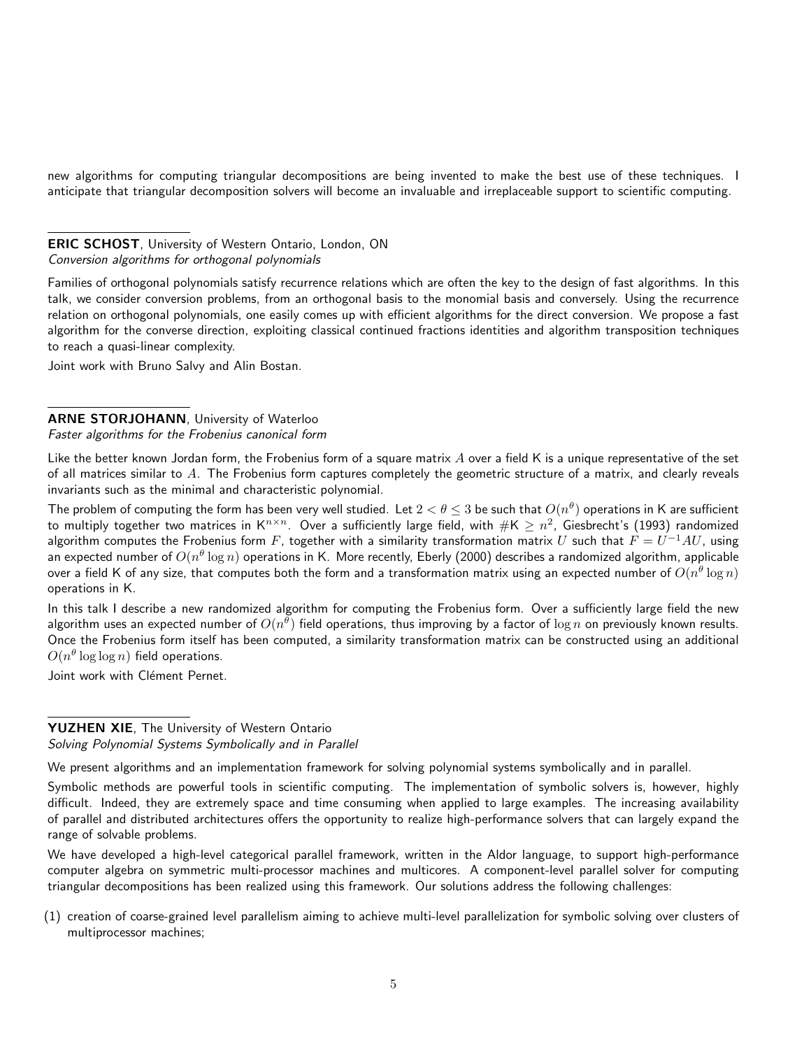new algorithms for computing triangular decompositions are being invented to make the best use of these techniques. I anticipate that triangular decomposition solvers will become an invaluable and irreplaceable support to scientific computing.

**ERIC SCHOST**, University of Western Ontario, London, ON
*Conversion algorithms for orthogonal polynomials*

Families of orthogonal polynomials satisfy recurrence relations which are often the key to the design of fast algorithms. In this talk, we consider conversion problems, from an orthogonal basis to the monomial basis and conversely. Using the recurrence relation on orthogonal polynomials, one easily comes up with efficient algorithms for the direct conversion. We propose a fast algorithm for the converse direction, exploiting classical continued fractions identities and algorithm transposition techniques to reach a quasi-linear complexity.

Joint work with Bruno Salvy and Alin Bostan.

**ARNE STORJOHANN**, University of Waterloo
*Faster algorithms for the Frobenius canonical form*

Like the better known Jordan form, the Frobenius form of a square matrix $A$ over a field K is a unique representative of the set of all matrices similar to $A$. The Frobenius form captures completely the geometric structure of a matrix, and clearly reveals invariants such as the minimal and characteristic polynomial.

The problem of computing the form has been very well studied. Let $2 < \theta \leq 3$ be such that $O(n^\theta)$ operations in K are sufficient to multiply together two matrices in $\mathsf{K}^{n \times n}$. Over a sufficiently large field, with $\#\mathsf{K} \geq n^2$, Giesbrecht's (1993) randomized algorithm computes the Frobenius form $F$, together with a similarity transformation matrix $U$ such that $F = U^{-1}AU$, using an expected number of $O(n^\theta \log n)$ operations in K. More recently, Eberly (2000) describes a randomized algorithm, applicable over a field K of any size, that computes both the form and a transformation matrix using an expected number of $O(n^\theta \log n)$ operations in K.

In this talk I describe a new randomized algorithm for computing the Frobenius form. Over a sufficiently large field the new algorithm uses an expected number of $O(n^\theta)$ field operations, thus improving by a factor of $\log n$ on previously known results. Once the Frobenius form itself has been computed, a similarity transformation matrix can be constructed using an additional $O(n^\theta \log \log n)$ field operations.

Joint work with Clément Pernet.

**YUZHEN XIE**, The University of Western Ontario
*Solving Polynomial Systems Symbolically and in Parallel*

We present algorithms and an implementation framework for solving polynomial systems symbolically and in parallel.

Symbolic methods are powerful tools in scientific computing. The implementation of symbolic solvers is, however, highly difficult. Indeed, they are extremely space and time consuming when applied to large examples. The increasing availability of parallel and distributed architectures offers the opportunity to realize high-performance solvers that can largely expand the range of solvable problems.

We have developed a high-level categorical parallel framework, written in the Aldor language, to support high-performance computer algebra on symmetric multi-processor machines and multicores. A component-level parallel solver for computing triangular decompositions has been realized using this framework. Our solutions address the following challenges:

(1) creation of coarse-grained level parallelism aiming to achieve multi-level parallelization for symbolic solving over clusters of multiprocessor machines;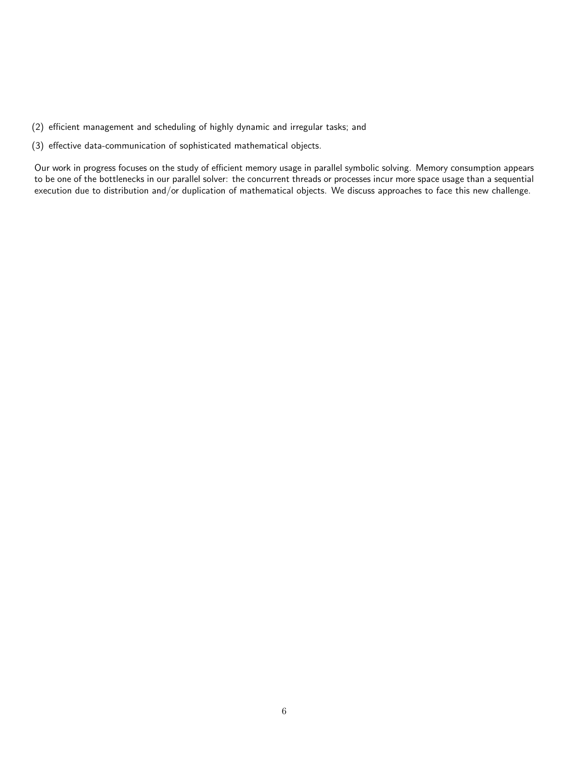(2) efficient management and scheduling of highly dynamic and irregular tasks; and

(3) effective data-communication of sophisticated mathematical objects.

Our work in progress focuses on the study of efficient memory usage in parallel symbolic solving. Memory consumption appears to be one of the bottlenecks in our parallel solver: the concurrent threads or processes incur more space usage than a sequential execution due to distribution and/or duplication of mathematical objects. We discuss approaches to face this new challenge.